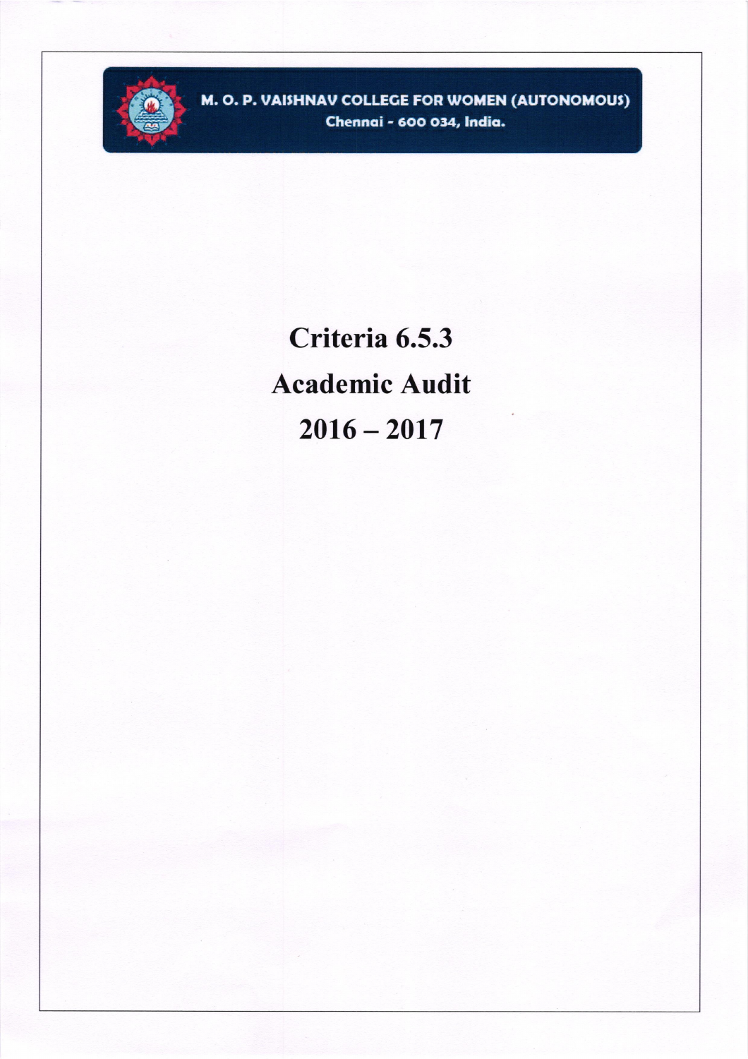M. O. P. VAISHNAV COLLEGE FOR WOMEN (AUTONOMOUS)
Chennai - 600 034, India.

# Criteria 6.5.3

# Academic Audit

# 2016 – 2017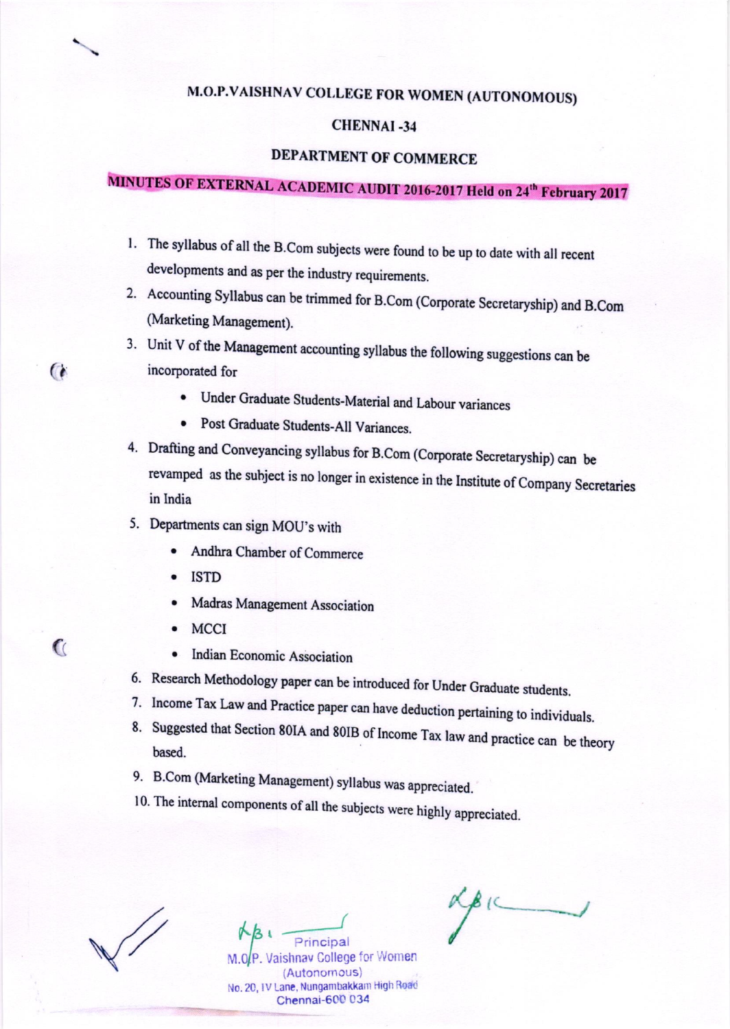# M.O.P.VAISHNAV COLLEGE FOR WOMEN (AUTONOMOUS)

## CHENNAI -34

## DEPARTMENT OF COMMERCE

## MINUTES OF EXTERNAL ACADEMIC AUDIT 2016-2017 Held on 24th February 2017

1. The syllabus of all the B.Com subjects were found to be up to date with all recent developments and as per the industry requirements.
2. Accounting Syllabus can be trimmed for B.Com (Corporate Secretaryship) and B.Com (Marketing Management).
3. Unit V of the Management accounting syllabus the following suggestions can be incorporated for
    - Under Graduate Students-Material and Labour variances
    - Post Graduate Students-All Variances.
4. Drafting and Conveyancing syllabus for B.Com (Corporate Secretaryship) can be revamped as the subject is no longer in existence in the Institute of Company Secretaries in India
5. Departments can sign MOU's with
    - Andhra Chamber of Commerce
    - ISTD
    - Madras Management Association
    - MCCI
    - Indian Economic Association
6. Research Methodology paper can be introduced for Under Graduate students.
7. Income Tax Law and Practice paper can have deduction pertaining to individuals.
8. Suggested that Section 80IA and 80IB of Income Tax law and practice can be theory based.
9. B.Com (Marketing Management) syllabus was appreciated.
10. The internal components of all the subjects were highly appreciated.

Principal
M.O.P. Vaishnav College for Women
(Autonomous)
No. 20, IV Lane, Nungambakkam High Road
Chennai-600 034